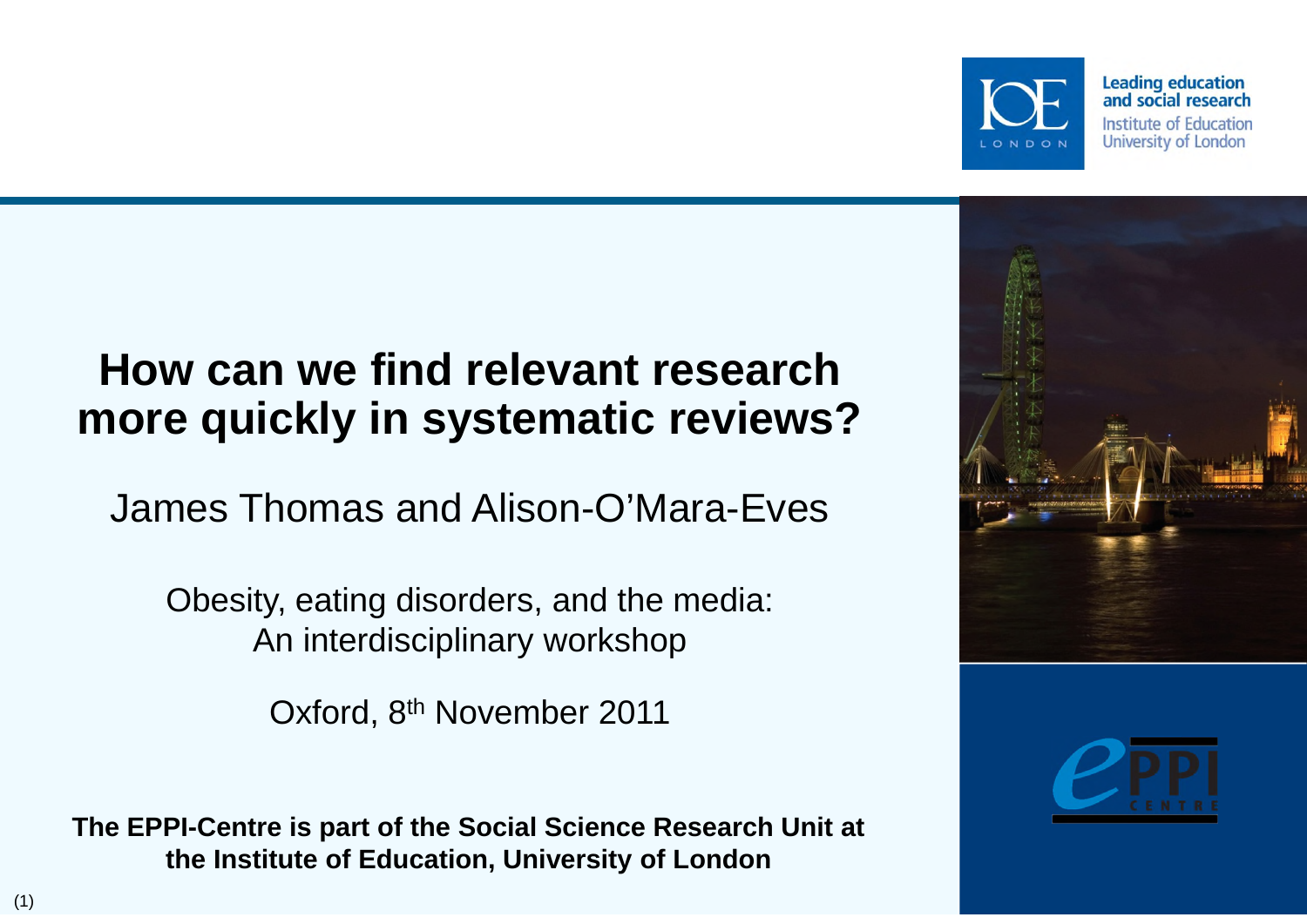# How can we find relevant research more quickly in systematic reviews?

James Thomas and Alison-O'Mara-Eves

Obesity, eating disorders, and the media: An interdisciplinary workshop

Oxford, 8th November 2011

**The EPPI-Centre is part of the Social Science Research Unit at the Institute of Education, University of London**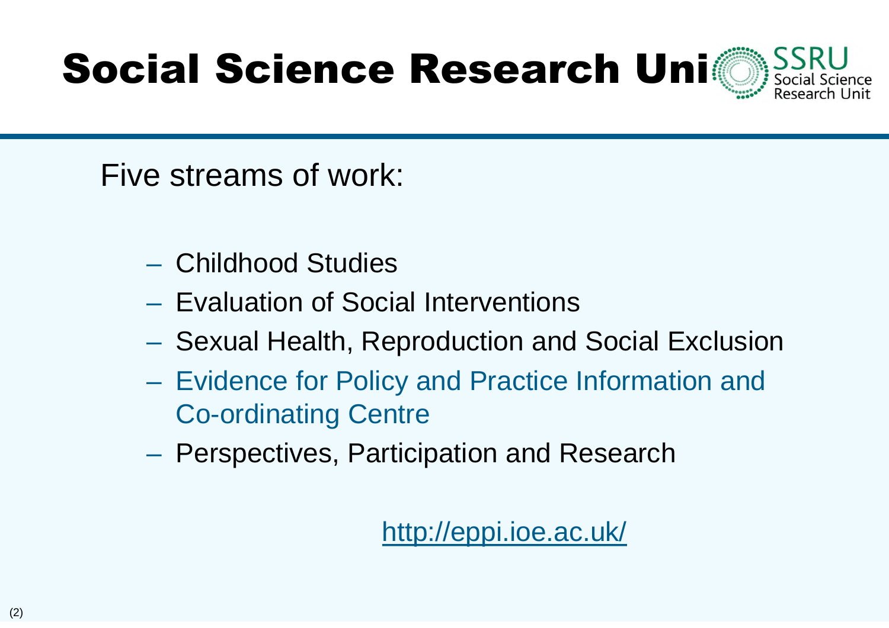# Social Science Research Unit

Five streams of work:

- Childhood Studies
- Evaluation of Social Interventions
- Sexual Health, Reproduction and Social Exclusion
- Evidence for Policy and Practice Information and Co-ordinating Centre
- Perspectives, Participation and Research

http://eppi.ioe.ac.uk/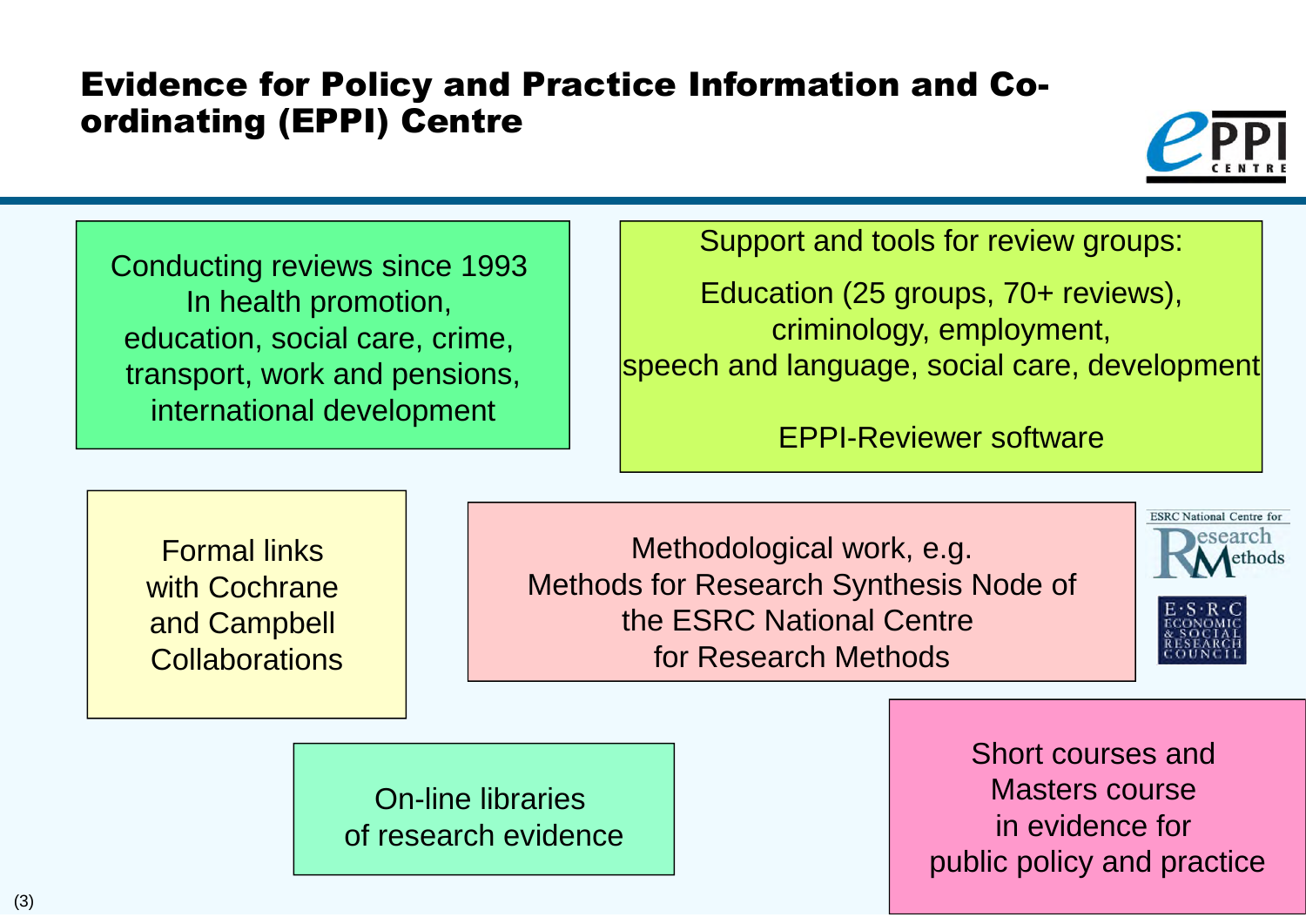# Evidence for Policy and Practice Information and Co-ordinating (EPPI) Centre

Conducting reviews since 1993
In health promotion,
education, social care, crime,
transport, work and pensions,
international development

Support and tools for review groups:

Education (25 groups, 70+ reviews),
criminology, employment,
speech and language, social care, development

EPPI-Reviewer software

Formal links
with Cochrane
and Campbell
Collaborations

Methodological work, e.g.
Methods for Research Synthesis Node of
the ESRC National Centre
for Research Methods

ESRC National Centre for Research Methods

E·S·R·C ECONOMIC & SOCIAL RESEARCH COUNCIL

On-line libraries
of research evidence

Short courses and
Masters course
in evidence for
public policy and practice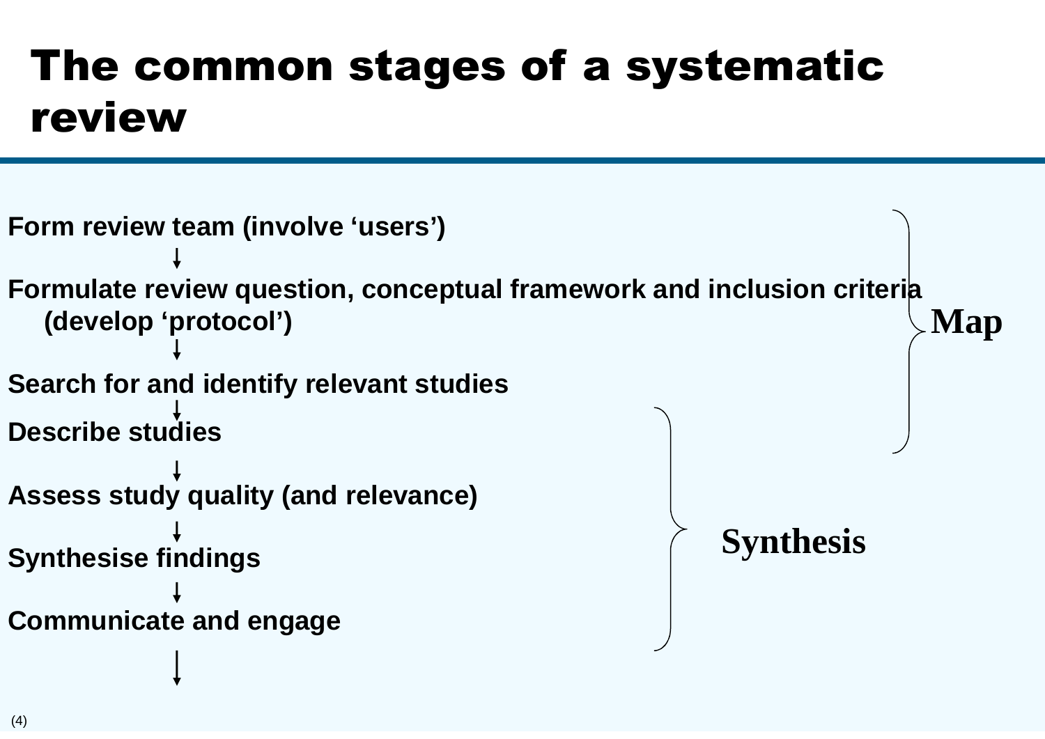# The common stages of a systematic review

Form review team (involve 'users')

↓

Formulate review question, conceptual framework and inclusion criteria (develop 'protocol')

↓

Search for and identify relevant studies

↓

Describe studies

↓

Assess study quality (and relevance)

↓

Synthesise findings

↓

Communicate and engage

↓

**Map**: Form review team → Describe studies

**Synthesis**: Describe studies → Communicate and engage

(4)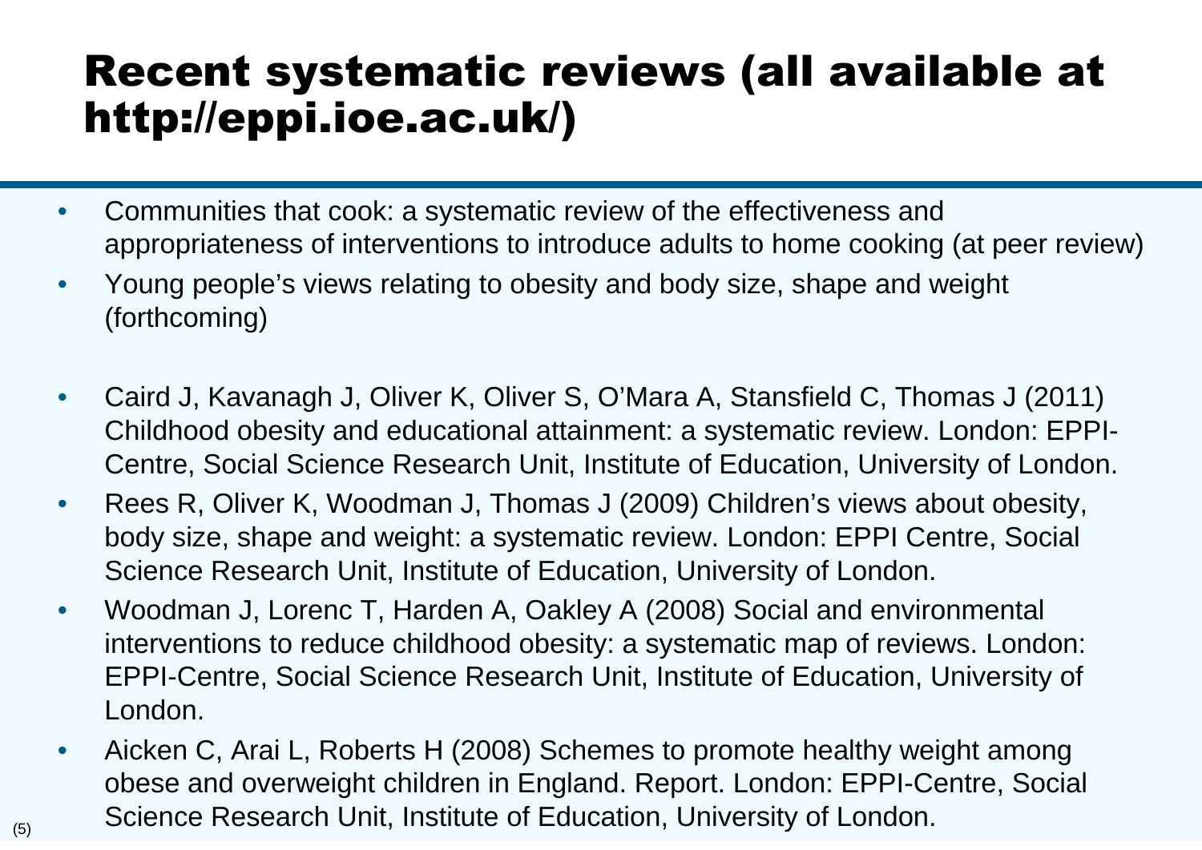# Recent systematic reviews (all available at http://eppi.ioe.ac.uk/)

- Communities that cook: a systematic review of the effectiveness and appropriateness of interventions to introduce adults to home cooking (at peer review)
- Young people's views relating to obesity and body size, shape and weight (forthcoming)

- Caird J, Kavanagh J, Oliver K, Oliver S, O'Mara A, Stansfield C, Thomas J (2011) Childhood obesity and educational attainment: a systematic review. London: EPPI-Centre, Social Science Research Unit, Institute of Education, University of London.
- Rees R, Oliver K, Woodman J, Thomas J (2009) Children's views about obesity, body size, shape and weight: a systematic review. London: EPPI Centre, Social Science Research Unit, Institute of Education, University of London.
- Woodman J, Lorenc T, Harden A, Oakley A (2008) Social and environmental interventions to reduce childhood obesity: a systematic map of reviews. London: EPPI-Centre, Social Science Research Unit, Institute of Education, University of London.
- Aicken C, Arai L, Roberts H (2008) Schemes to promote healthy weight among obese and overweight children in England. Report. London: EPPI-Centre, Social Science Research Unit, Institute of Education, University of London.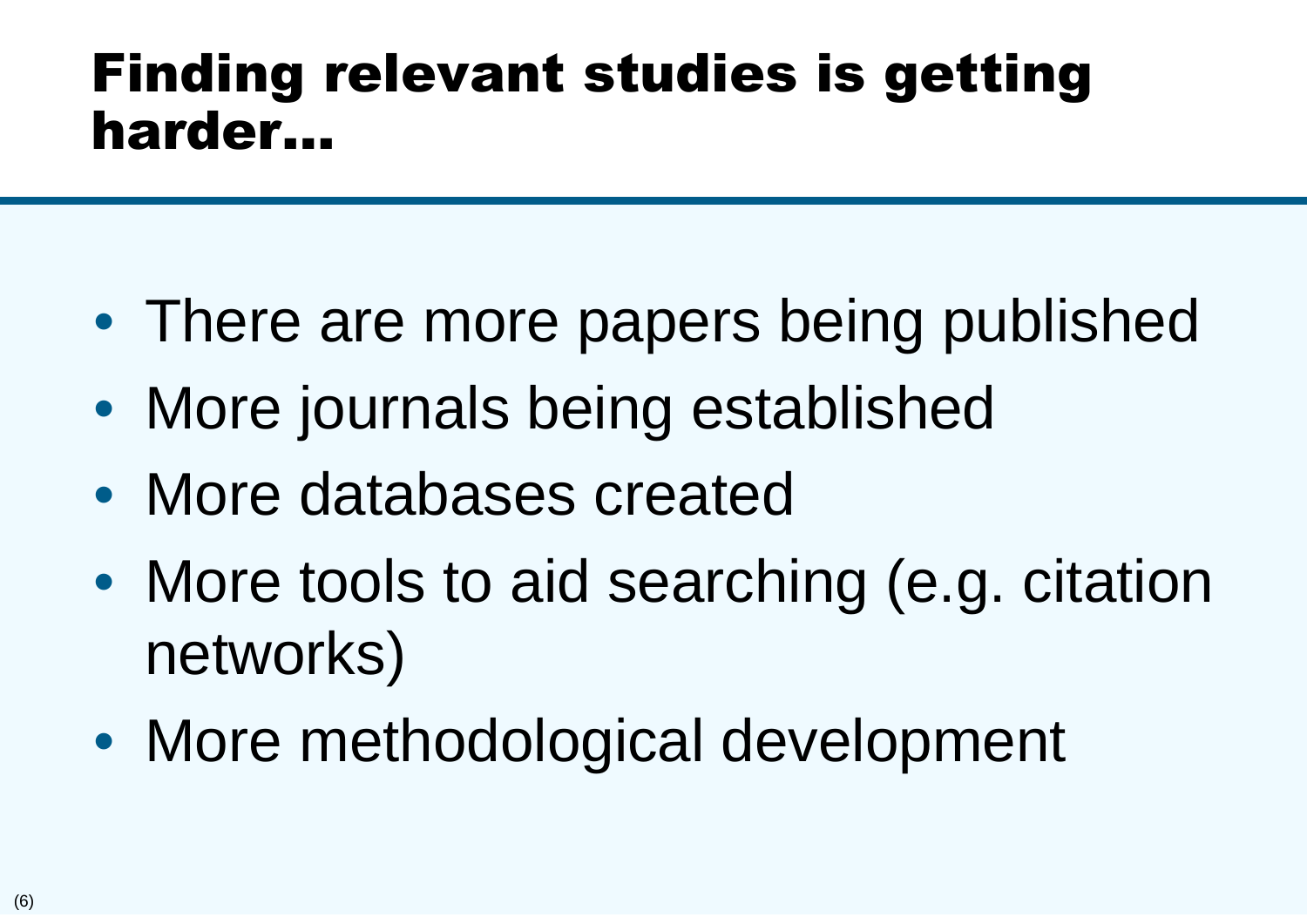# Finding relevant studies is getting harder…

- There are more papers being published
- More journals being established
- More databases created
- More tools to aid searching (e.g. citation networks)
- More methodological development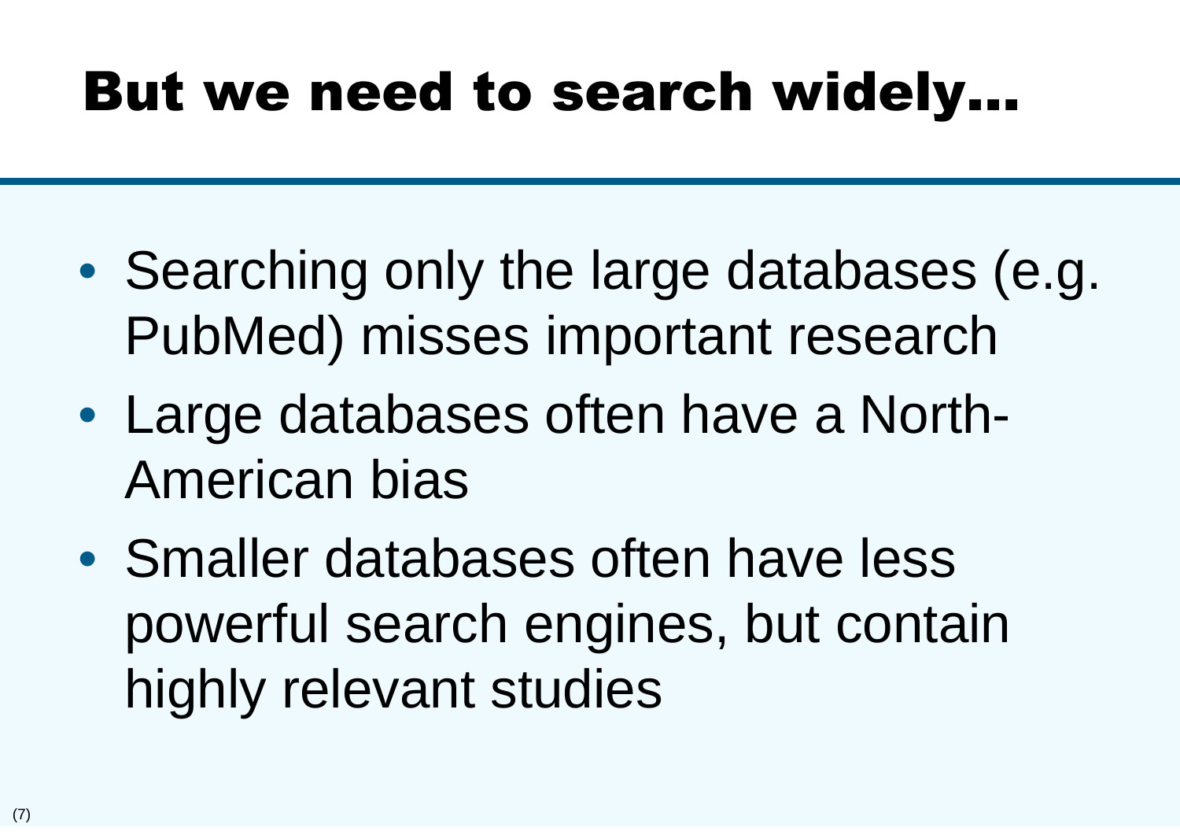# But we need to search widely…

- Searching only the large databases (e.g. PubMed) misses important research
- Large databases often have a North-American bias
- Smaller databases often have less powerful search engines, but contain highly relevant studies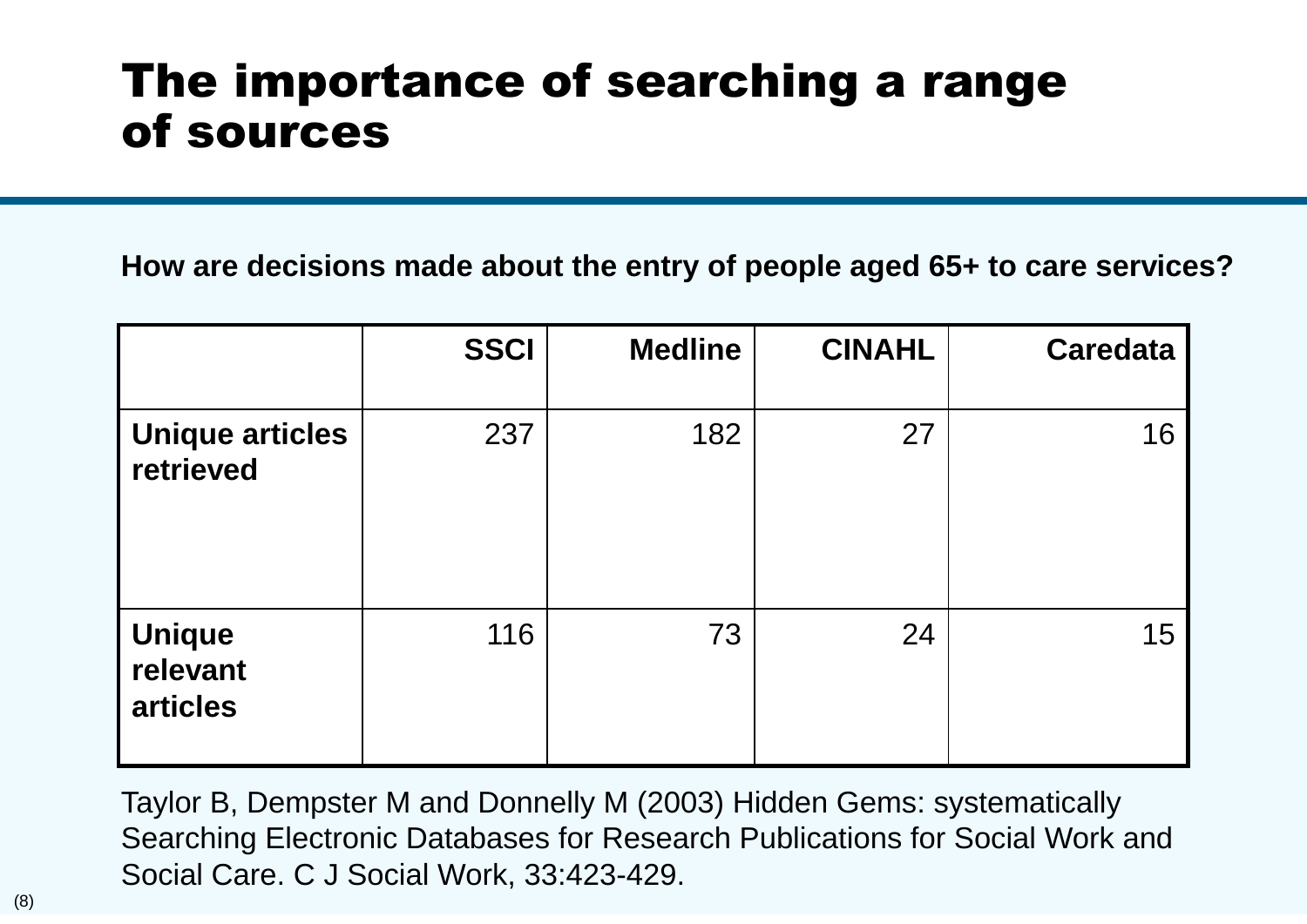# The importance of searching a range of sources

**How are decisions made about the entry of people aged 65+ to care services?**

| | SSCI | Medline | CINAHL | Caredata |
|---|---|---|---|---|
| **Unique articles retrieved** | 237 | 182 | 27 | 16 |
| **Unique relevant articles** | 116 | 73 | 24 | 15 |

Taylor B, Dempster M and Donnelly M (2003) Hidden Gems: systematically Searching Electronic Databases for Research Publications for Social Work and Social Care. C J Social Work, 33:423-429.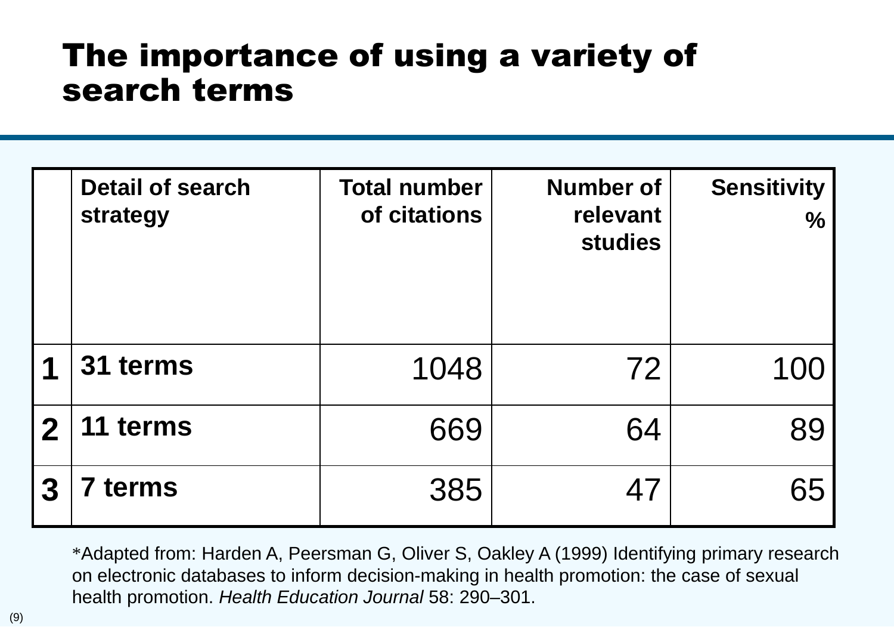# The importance of using a variety of search terms

| | Detail of search strategy | Total number of citations | Number of relevant studies | Sensitivity % |
|---|---|---|---|---|
| **1** | **31 terms** | 1048 | 72 | 100 |
| **2** | **11 terms** | 669 | 64 | 89 |
| **3** | **7 terms** | 385 | 47 | 65 |

*Adapted from: Harden A, Peersman G, Oliver S, Oakley A (1999) Identifying primary research on electronic databases to inform decision-making in health promotion: the case of sexual health promotion. *Health Education Journal* 58: 290–301.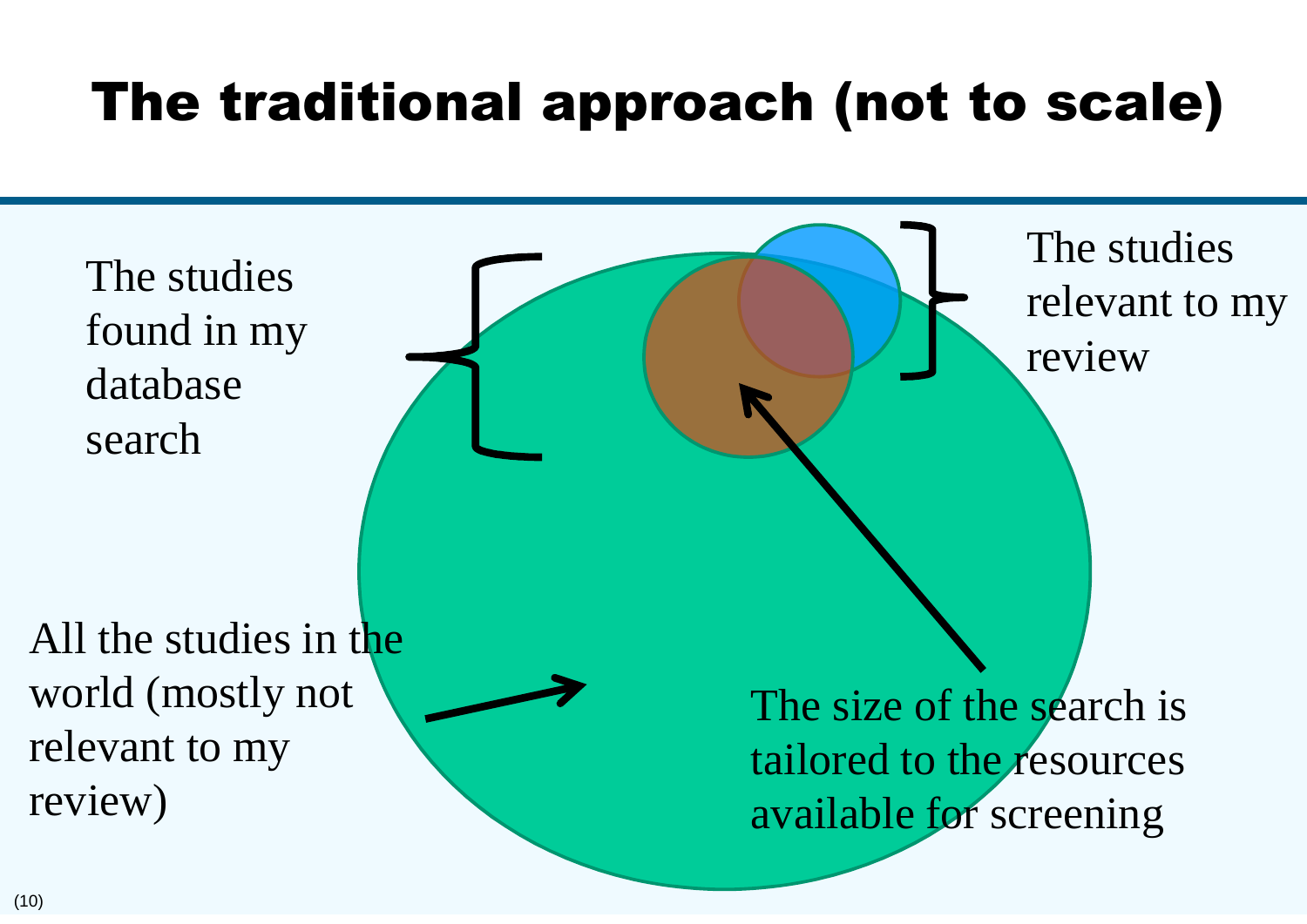# The traditional approach (not to scale)

The studies found in my database search

The studies relevant to my review

All the studies in the world (mostly not relevant to my review)

The size of the search is tailored to the resources available for screening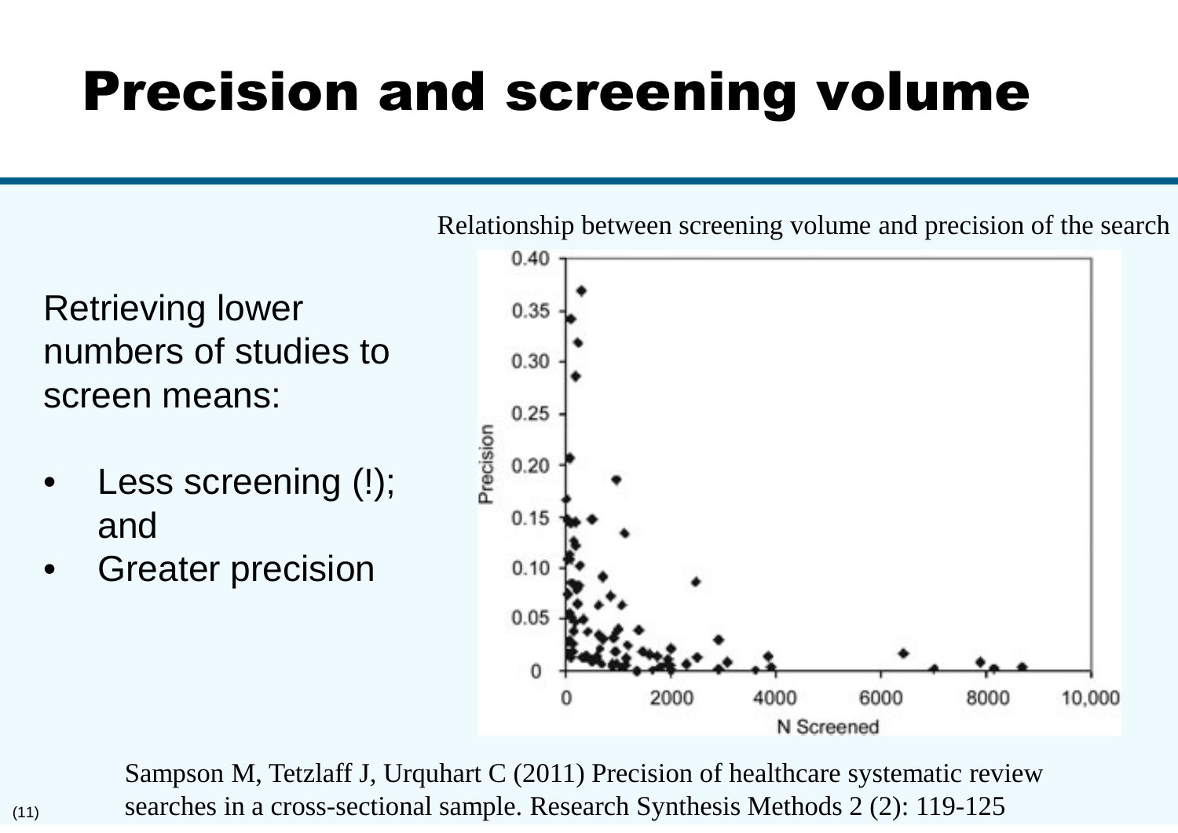# Precision and screening volume

Retrieving lower numbers of studies to screen means:

- Less screening (!); and
- Greater precision

Relationship between screening volume and precision of the search

Sampson M, Tetzlaff J, Urquhart C (2011) Precision of healthcare systematic review searches in a cross-sectional sample. Research Synthesis Methods 2 (2): 119-125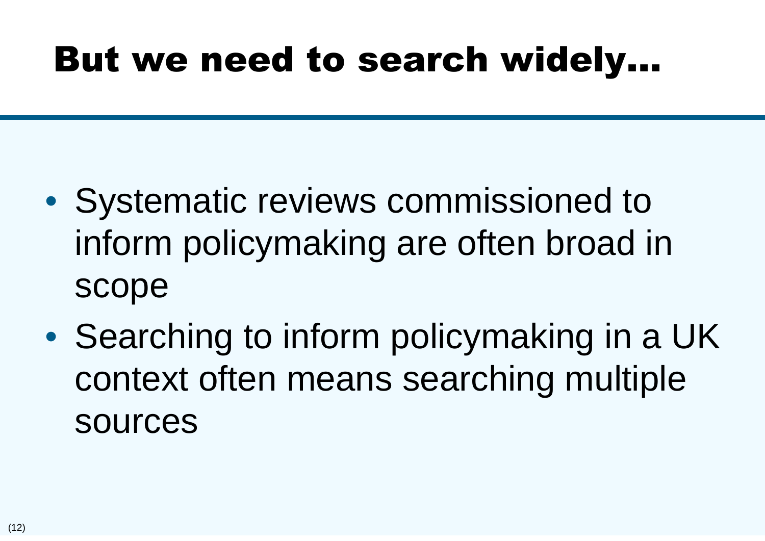# But we need to search widely…

- Systematic reviews commissioned to inform policymaking are often broad in scope
- Searching to inform policymaking in a UK context often means searching multiple sources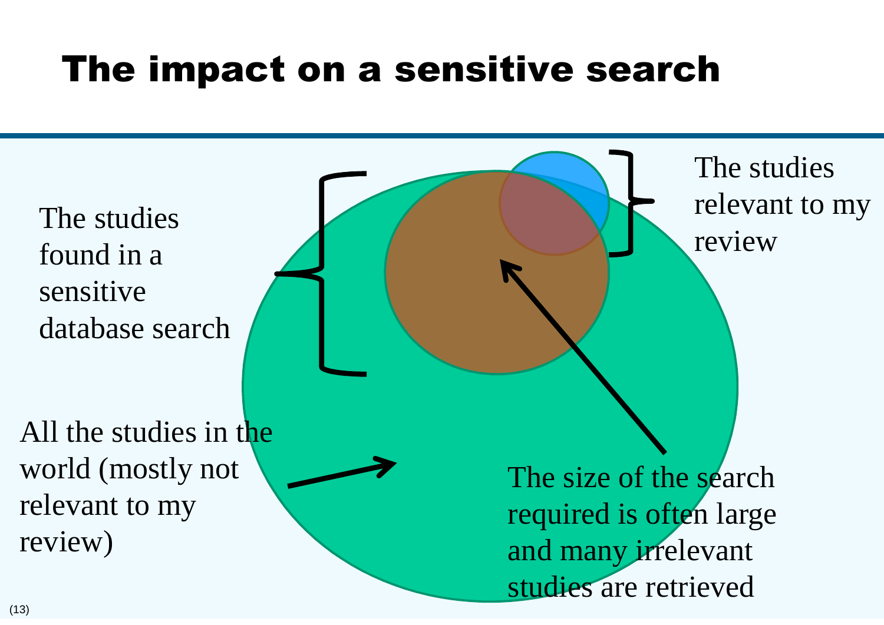# The impact on a sensitive search

The studies found in a sensitive database search

The studies relevant to my review

All the studies in the world (mostly not relevant to my review)

The size of the search required is often large and many irrelevant studies are retrieved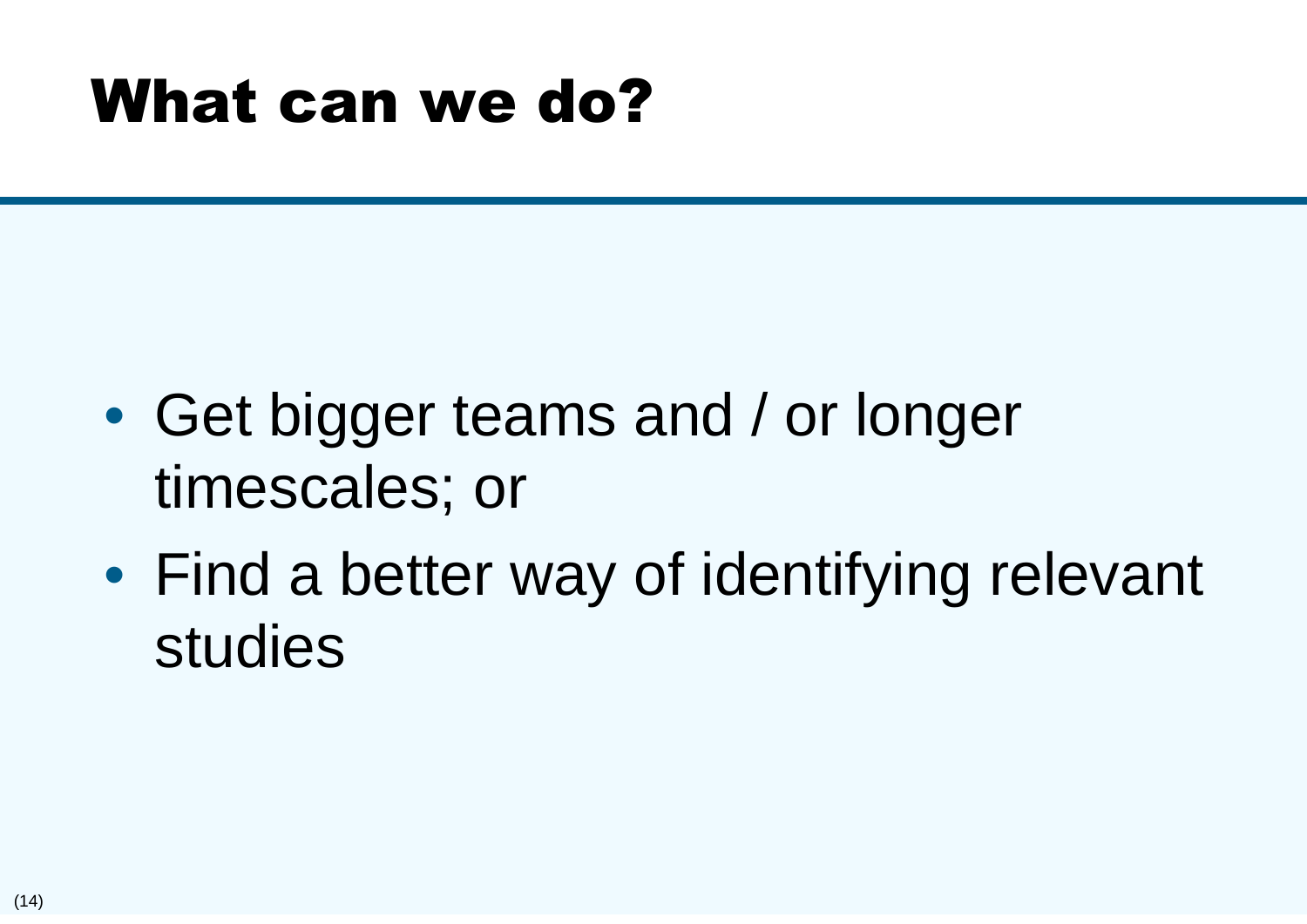# What can we do?

- Get bigger teams and / or longer timescales; or
- Find a better way of identifying relevant studies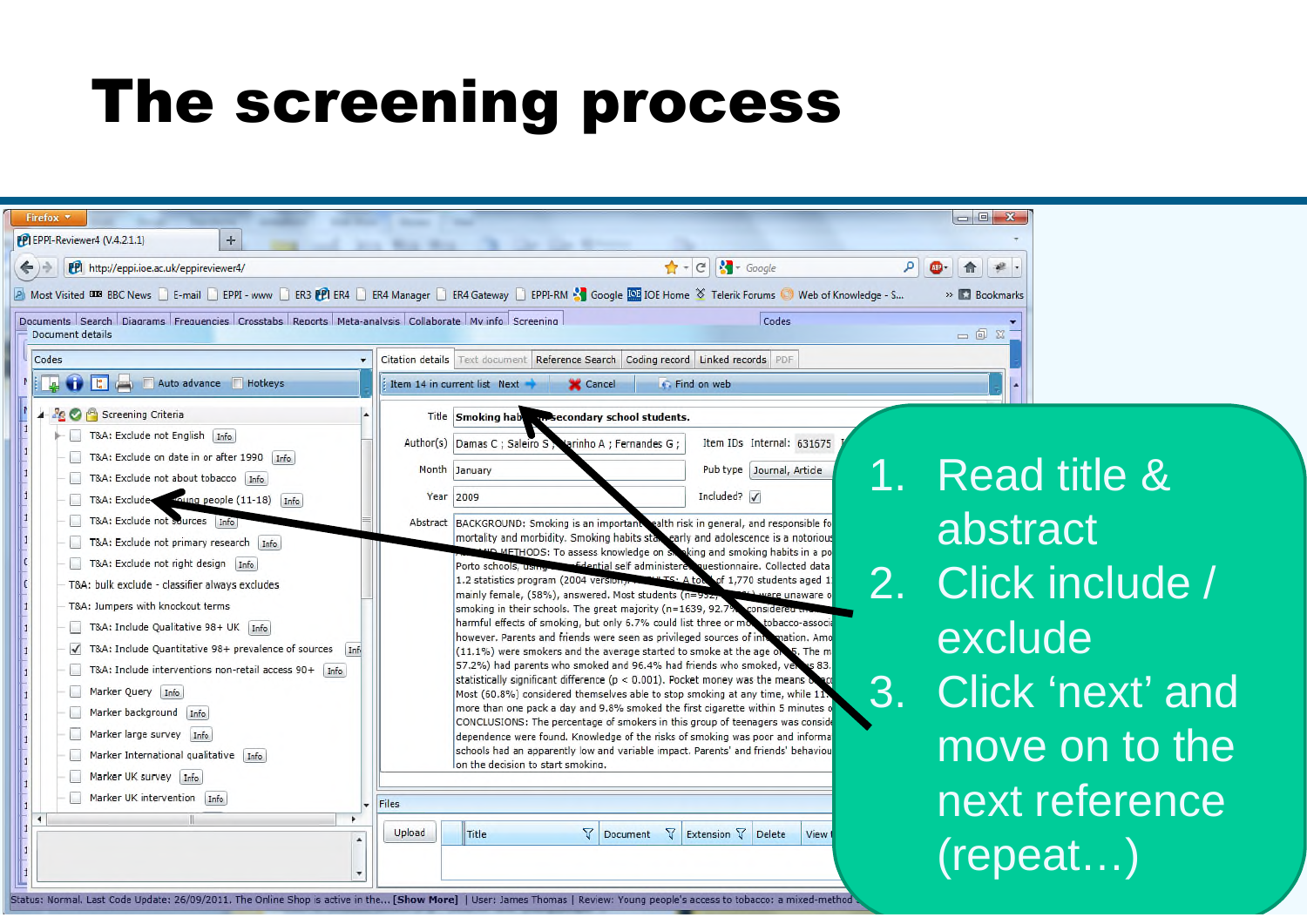# The screening process

1. Read title & abstract
2. Click include / exclude
3. Click ‘next’ and move on to the next reference (repeat…)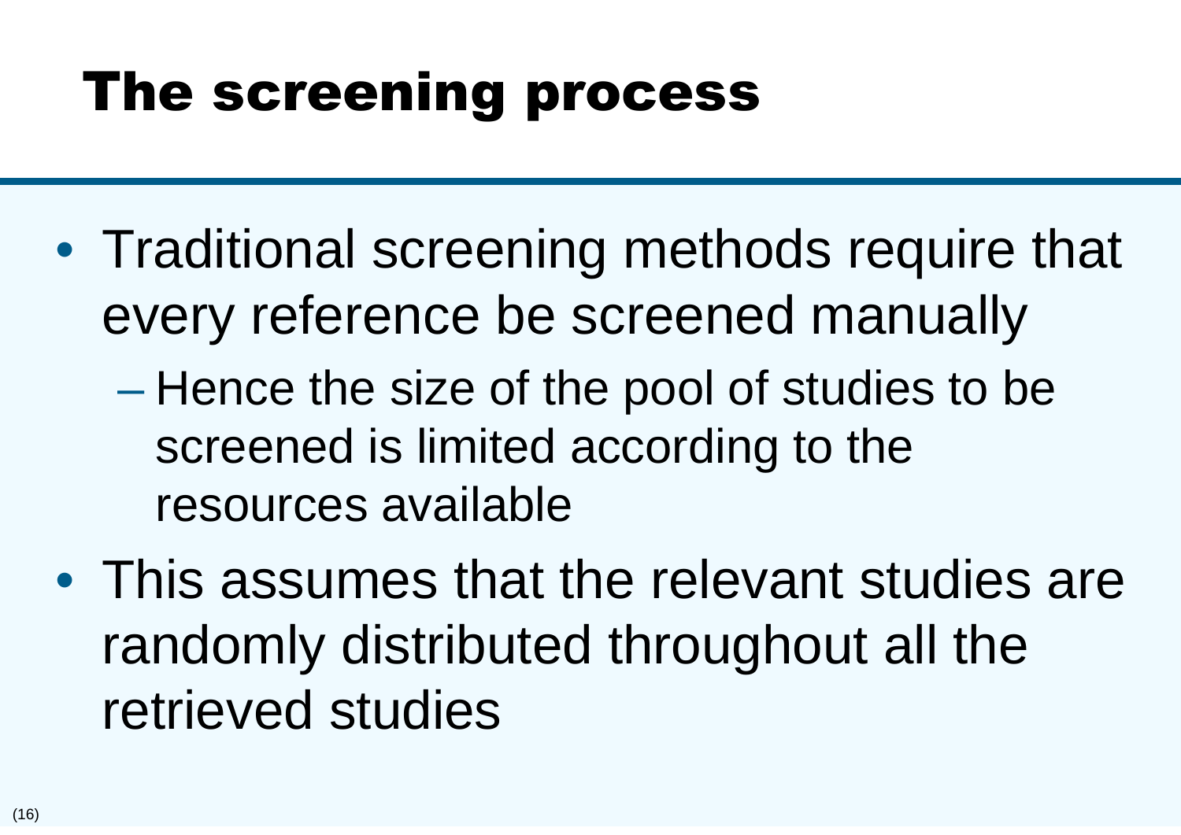# The screening process

- Traditional screening methods require that every reference be screened manually
  - Hence the size of the pool of studies to be screened is limited according to the resources available
- This assumes that the relevant studies are randomly distributed throughout all the retrieved studies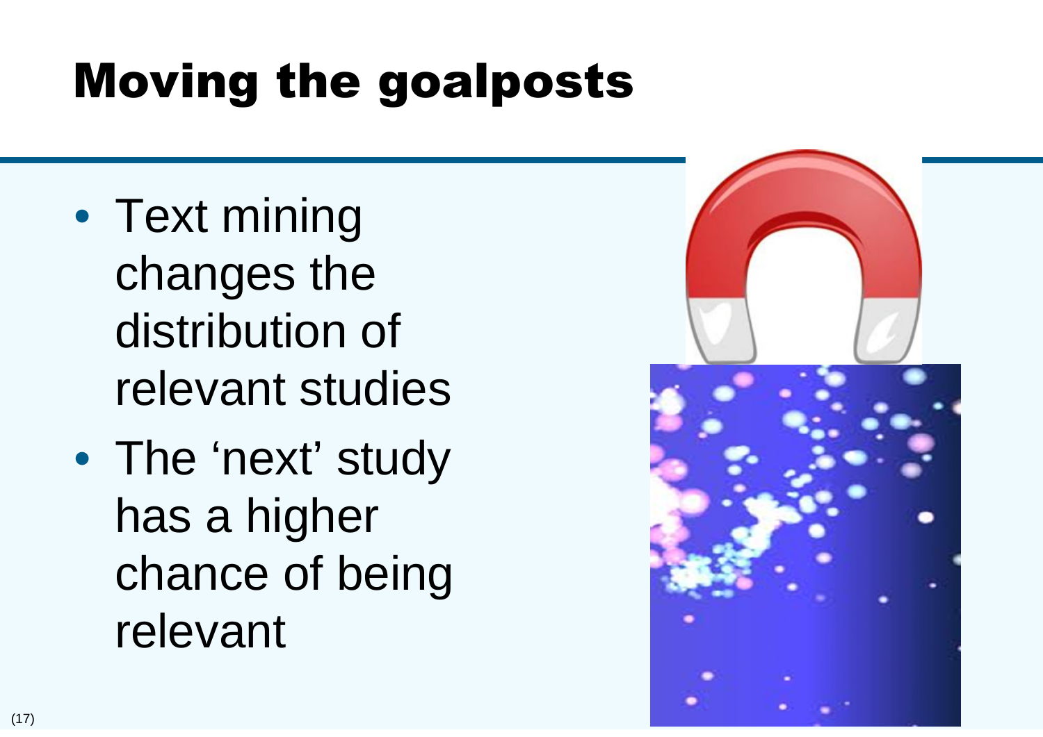# Moving the goalposts

- Text mining changes the distribution of relevant studies
- The 'next' study has a higher chance of being relevant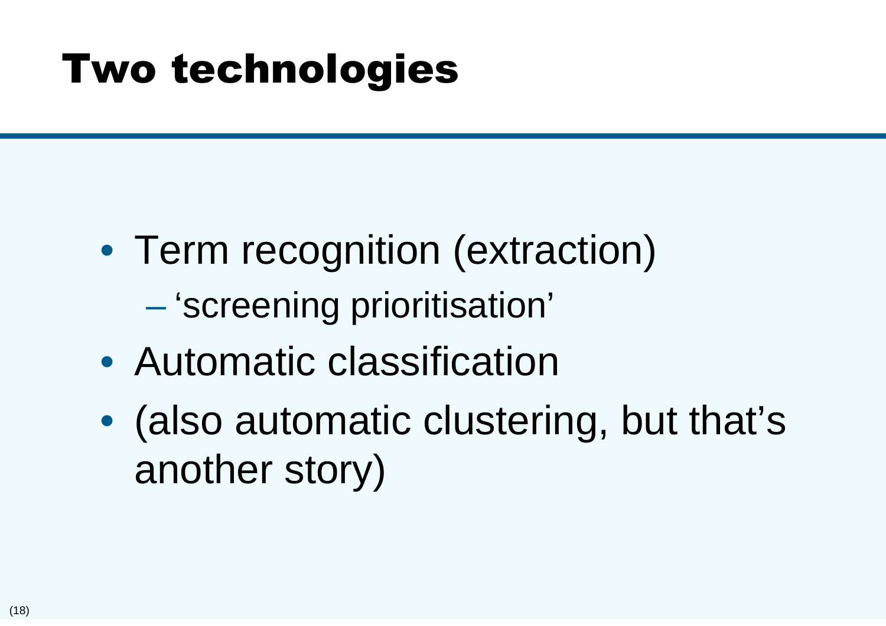# Two technologies

- Term recognition (extraction)
  - 'screening prioritisation'
- Automatic classification
- (also automatic clustering, but that's another story)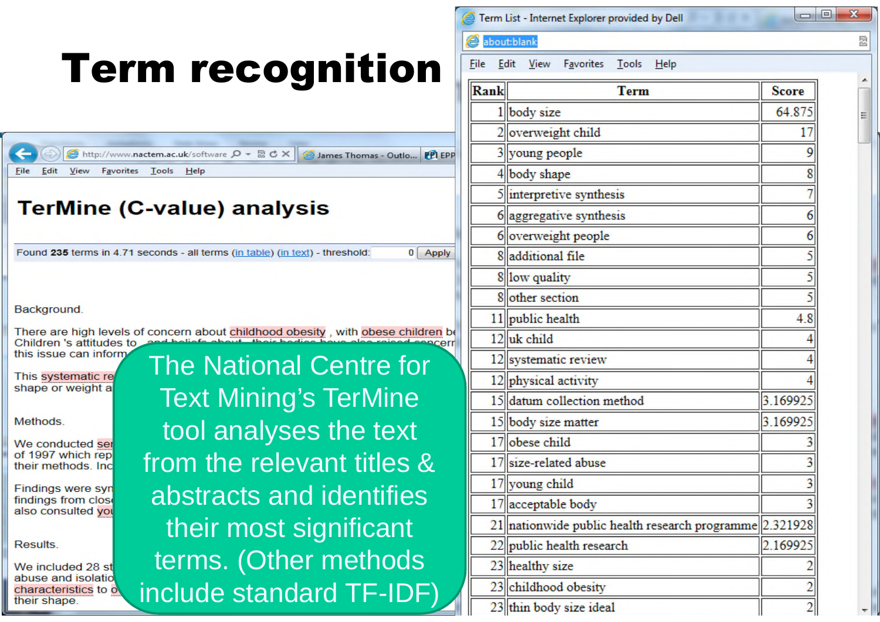# Term recognition

## TerMine (C-value) analysis

Found **235** terms in 4.71 seconds - all terms (in table) (in text) - threshold: 0 Apply

Background.

There are high levels of concern about childhood obesity , with obese children be
Children 's attitudes to ... and beliefs about ... their bodies have also raised concern
this issue can inform

This systematic re
shape or weight a

Methods.

We conducted se
of 1997 which rep
their methods. Inc

Findings were syn
findings from clos
also consulted yo

Results.

We included 28 st
abuse and isolatio
characteristics to o
their shape.

The National Centre for Text Mining's TerMine tool analyses the text from the relevant titles & abstracts and identifies their most significant terms. (Other methods include standard TF-IDF)

Term List - Internet Explorer provided by Dell

| Rank | Term | Score |
|---|---|---|
| 1 | body size | 64.875 |
| 2 | overweight child | 17 |
| 3 | young people | 9 |
| 4 | body shape | 8 |
| 5 | interpretive synthesis | 7 |
| 6 | aggregative synthesis | 6 |
| 6 | overweight people | 6 |
| 8 | additional file | 5 |
| 8 | low quality | 5 |
| 8 | other section | 5 |
| 11 | public health | 4.8 |
| 12 | uk child | 4 |
| 12 | systematic review | 4 |
| 12 | physical activity | 4 |
| 15 | datum collection method | 3.169925 |
| 15 | body size matter | 3.169925 |
| 17 | obese child | 3 |
| 17 | size-related abuse | 3 |
| 17 | young child | 3 |
| 17 | acceptable body | 3 |
| 21 | nationwide public health research programme | 2.321928 |
| 22 | public health research | 2.169925 |
| 23 | healthy size | 2 |
| 23 | childhood obesity | 2 |
| 23 | thin body size ideal | 2 |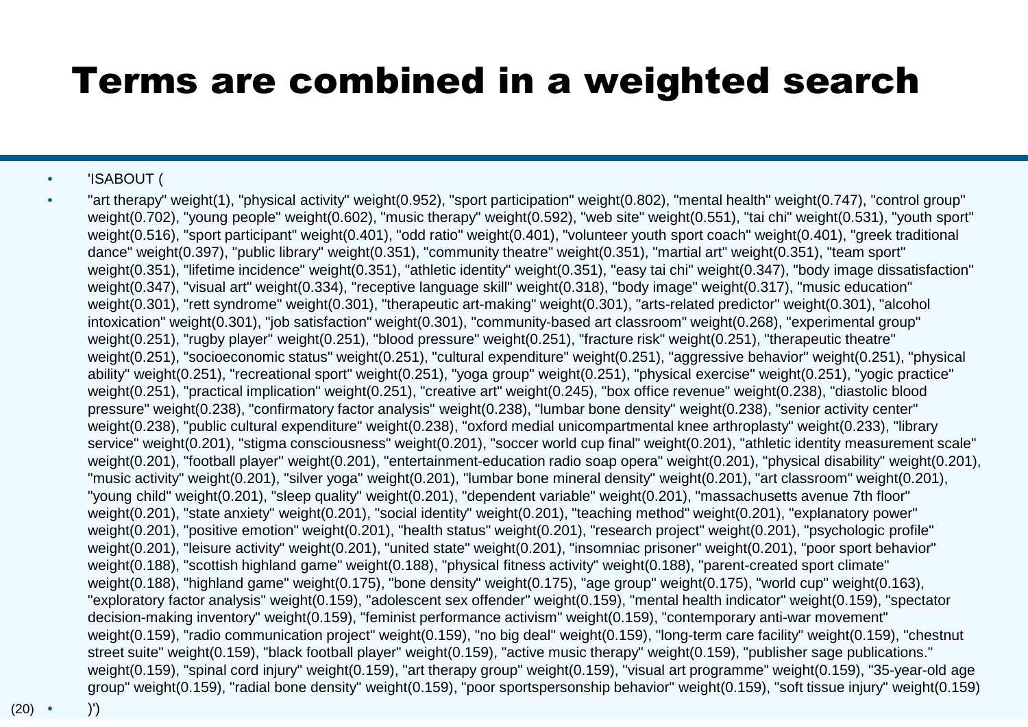# Terms are combined in a weighted search

- 'ISABOUT (
- "art therapy" weight(1), "physical activity" weight(0.952), "sport participation" weight(0.802), "mental health" weight(0.747), "control group" weight(0.702), "young people" weight(0.602), "music therapy" weight(0.592), "web site" weight(0.551), "tai chi" weight(0.531), "youth sport" weight(0.516), "sport participant" weight(0.401), "odd ratio" weight(0.401), "volunteer youth sport coach" weight(0.401), "greek traditional dance" weight(0.397), "public library" weight(0.351), "community theatre" weight(0.351), "martial art" weight(0.351), "team sport" weight(0.351), "lifetime incidence" weight(0.351), "athletic identity" weight(0.351), "easy tai chi" weight(0.347), "body image dissatisfaction" weight(0.347), "visual art" weight(0.334), "receptive language skill" weight(0.318), "body image" weight(0.317), "music education" weight(0.301), "rett syndrome" weight(0.301), "therapeutic art-making" weight(0.301), "arts-related predictor" weight(0.301), "alcohol intoxication" weight(0.301), "job satisfaction" weight(0.301), "community-based art classroom" weight(0.268), "experimental group" weight(0.251), "rugby player" weight(0.251), "blood pressure" weight(0.251), "fracture risk" weight(0.251), "therapeutic theatre" weight(0.251), "socioeconomic status" weight(0.251), "cultural expenditure" weight(0.251), "aggressive behavior" weight(0.251), "physical ability" weight(0.251), "recreational sport" weight(0.251), "yoga group" weight(0.251), "physical exercise" weight(0.251), "yogic practice" weight(0.251), "practical implication" weight(0.251), "creative art" weight(0.245), "box office revenue" weight(0.238), "diastolic blood pressure" weight(0.238), "confirmatory factor analysis" weight(0.238), "lumbar bone density" weight(0.238), "senior activity center" weight(0.238), "public cultural expenditure" weight(0.238), "oxford medial unicompartmental knee arthroplasty" weight(0.233), "library service" weight(0.201), "stigma consciousness" weight(0.201), "soccer world cup final" weight(0.201), "athletic identity measurement scale" weight(0.201), "football player" weight(0.201), "entertainment-education radio soap opera" weight(0.201), "physical disability" weight(0.201), "music activity" weight(0.201), "silver yoga" weight(0.201), "lumbar bone mineral density" weight(0.201), "art classroom" weight(0.201), "young child" weight(0.201), "sleep quality" weight(0.201), "dependent variable" weight(0.201), "massachusetts avenue 7th floor" weight(0.201), "state anxiety" weight(0.201), "social identity" weight(0.201), "teaching method" weight(0.201), "explanatory power" weight(0.201), "positive emotion" weight(0.201), "health status" weight(0.201), "research project" weight(0.201), "psychologic profile" weight(0.201), "leisure activity" weight(0.201), "united state" weight(0.201), "insomniac prisoner" weight(0.201), "poor sport behavior" weight(0.188), "scottish highland game" weight(0.188), "physical fitness activity" weight(0.188), "parent-created sport climate" weight(0.188), "highland game" weight(0.175), "bone density" weight(0.175), "age group" weight(0.175), "world cup" weight(0.163), "exploratory factor analysis" weight(0.159), "adolescent sex offender" weight(0.159), "mental health indicator" weight(0.159), "spectator decision-making inventory" weight(0.159), "feminist performance activism" weight(0.159), "contemporary anti-war movement" weight(0.159), "radio communication project" weight(0.159), "no big deal" weight(0.159), "long-term care facility" weight(0.159), "chestnut street suite" weight(0.159), "black football player" weight(0.159), "active music therapy" weight(0.159), "publisher sage publications." weight(0.159), "spinal cord injury" weight(0.159), "art therapy group" weight(0.159), "visual art programme" weight(0.159), "35-year-old age group" weight(0.159), "radial bone density" weight(0.159), "poor sportspersonship behavior" weight(0.159), "soft tissue injury" weight(0.159)
- )')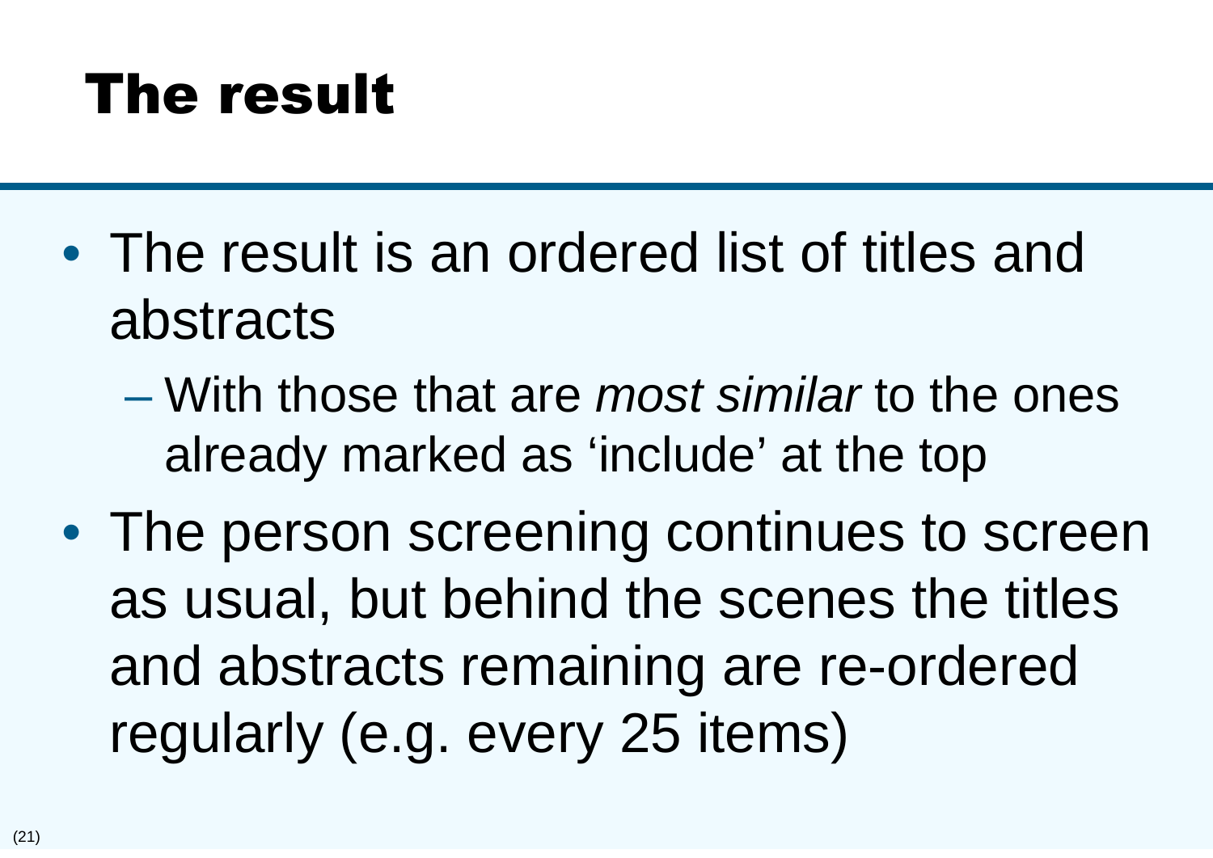# The result

- The result is an ordered list of titles and abstracts
  - With those that are *most similar* to the ones already marked as 'include' at the top
- The person screening continues to screen as usual, but behind the scenes the titles and abstracts remaining are re-ordered regularly (e.g. every 25 items)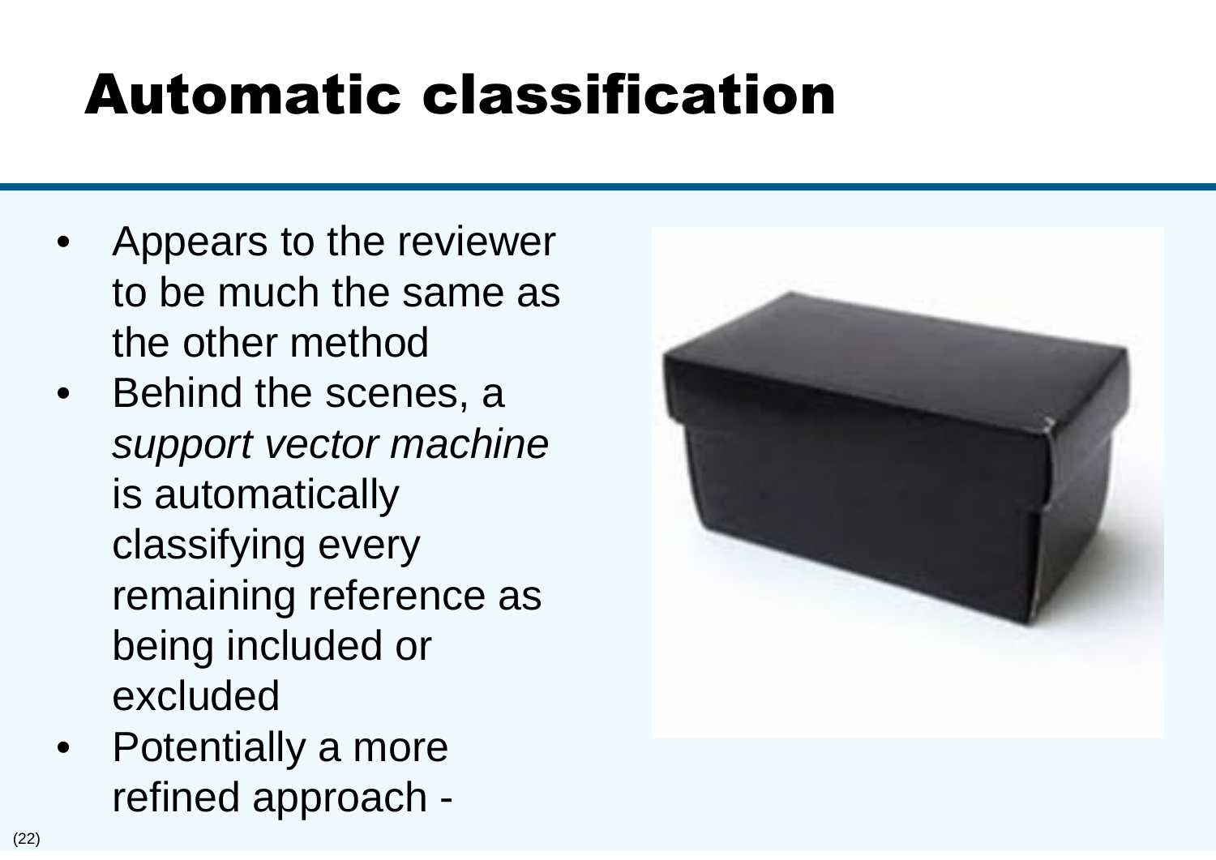# Automatic classification

- Appears to the reviewer to be much the same as the other method
- Behind the scenes, a *support vector machine* is automatically classifying every remaining reference as being included or excluded
- Potentially a more refined approach -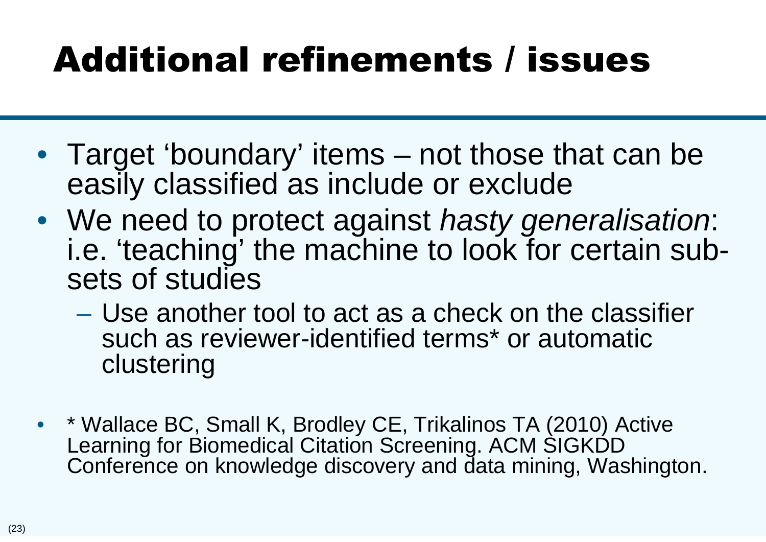# Additional refinements / issues

- Target ‘boundary’ items – not those that can be easily classified as include or exclude
- We need to protect against *hasty generalisation*: i.e. ‘teaching’ the machine to look for certain sub-sets of studies
  - Use another tool to act as a check on the classifier such as reviewer-identified terms* or automatic clustering

- * Wallace BC, Small K, Brodley CE, Trikalinos TA (2010) Active Learning for Biomedical Citation Screening. ACM SIGKDD Conference on knowledge discovery and data mining, Washington.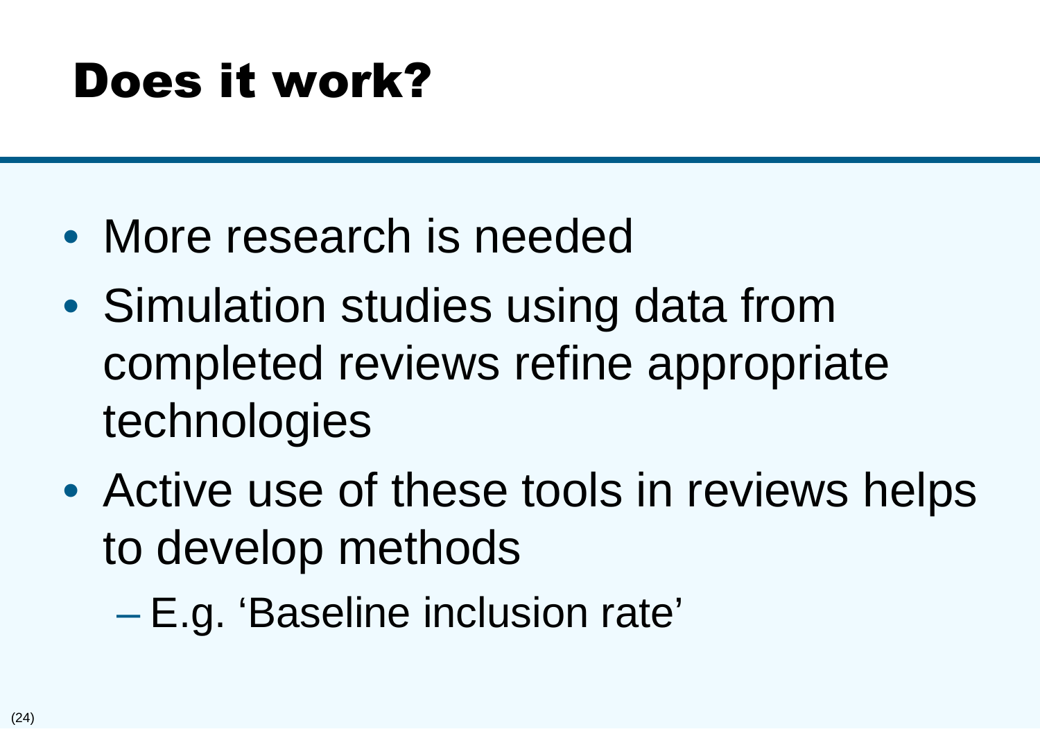# Does it work?

- More research is needed
- Simulation studies using data from completed reviews refine appropriate technologies
- Active use of these tools in reviews helps to develop methods
  - E.g. ‘Baseline inclusion rate’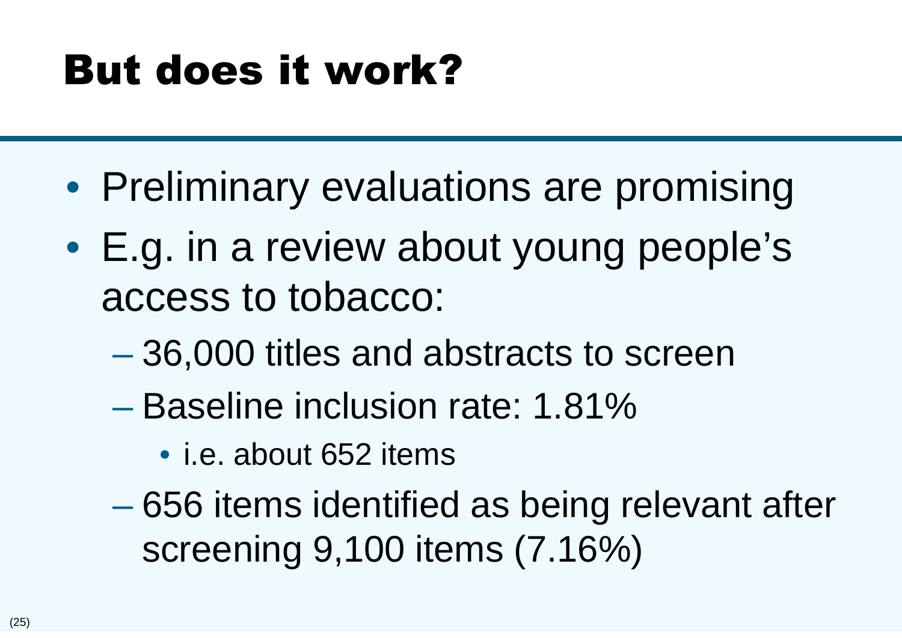# But does it work?

- Preliminary evaluations are promising
- E.g. in a review about young people's access to tobacco:
  - 36,000 titles and abstracts to screen
  - Baseline inclusion rate: 1.81%
    - i.e. about 652 items
  - 656 items identified as being relevant after screening 9,100 items (7.16%)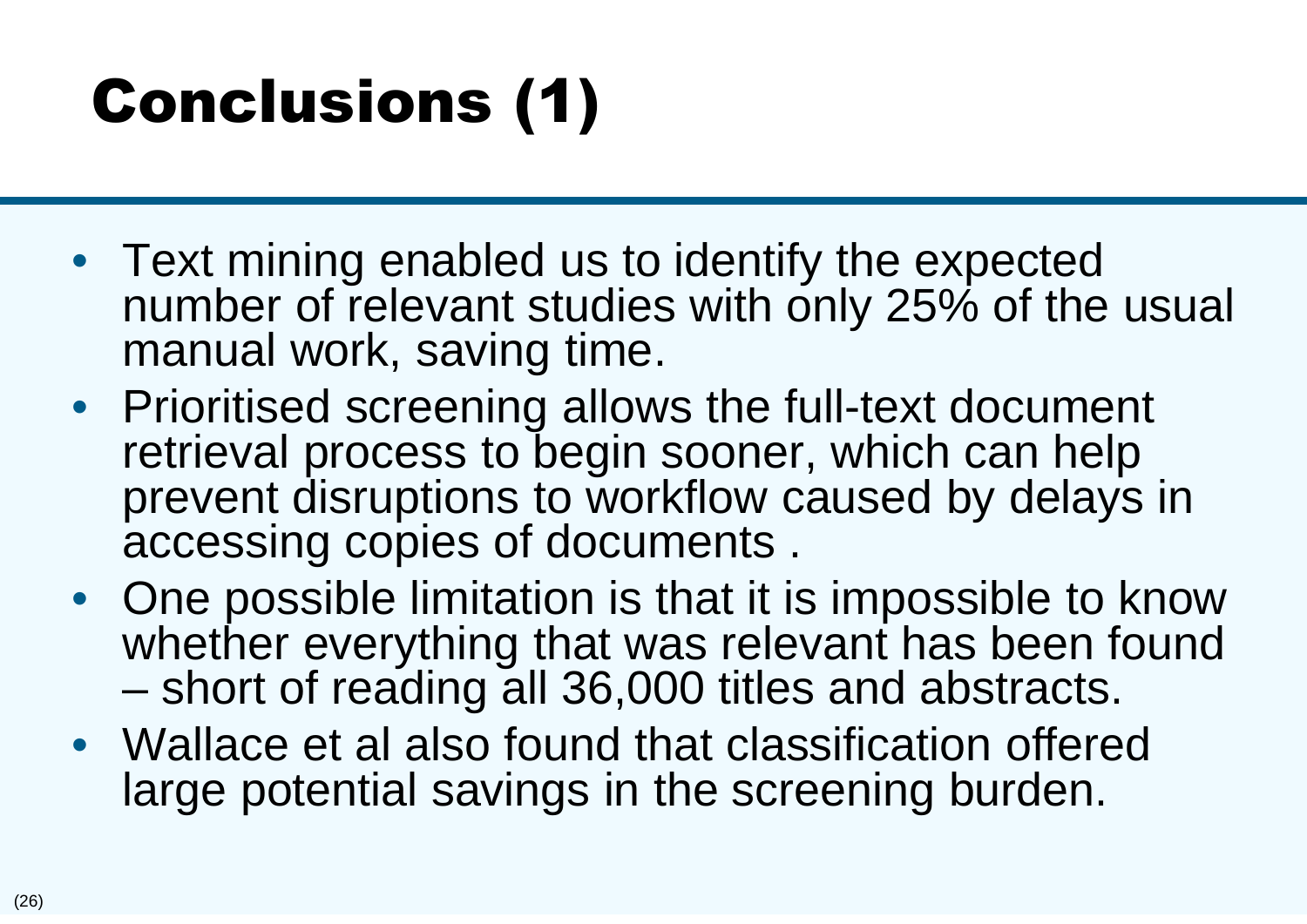# Conclusions (1)

- Text mining enabled us to identify the expected number of relevant studies with only 25% of the usual manual work, saving time.
- Prioritised screening allows the full-text document retrieval process to begin sooner, which can help prevent disruptions to workflow caused by delays in accessing copies of documents .
- One possible limitation is that it is impossible to know whether everything that was relevant has been found – short of reading all 36,000 titles and abstracts.
- Wallace et al also found that classification offered large potential savings in the screening burden.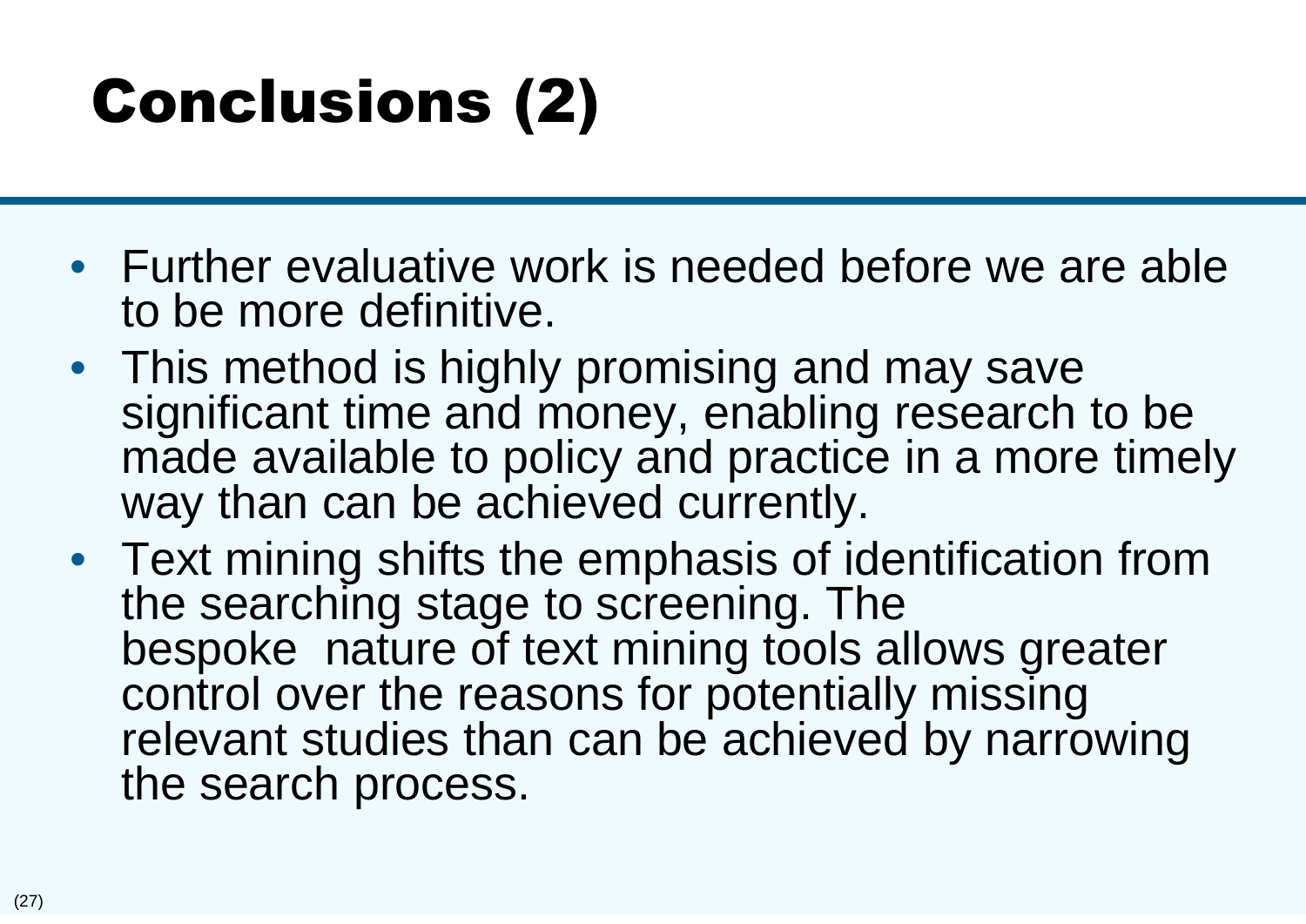# Conclusions (2)

- Further evaluative work is needed before we are able to be more definitive.
- This method is highly promising and may save significant time and money, enabling research to be made available to policy and practice in a more timely way than can be achieved currently.
- Text mining shifts the emphasis of identification from the searching stage to screening. The bespoke nature of text mining tools allows greater control over the reasons for potentially missing relevant studies than can be achieved by narrowing the search process.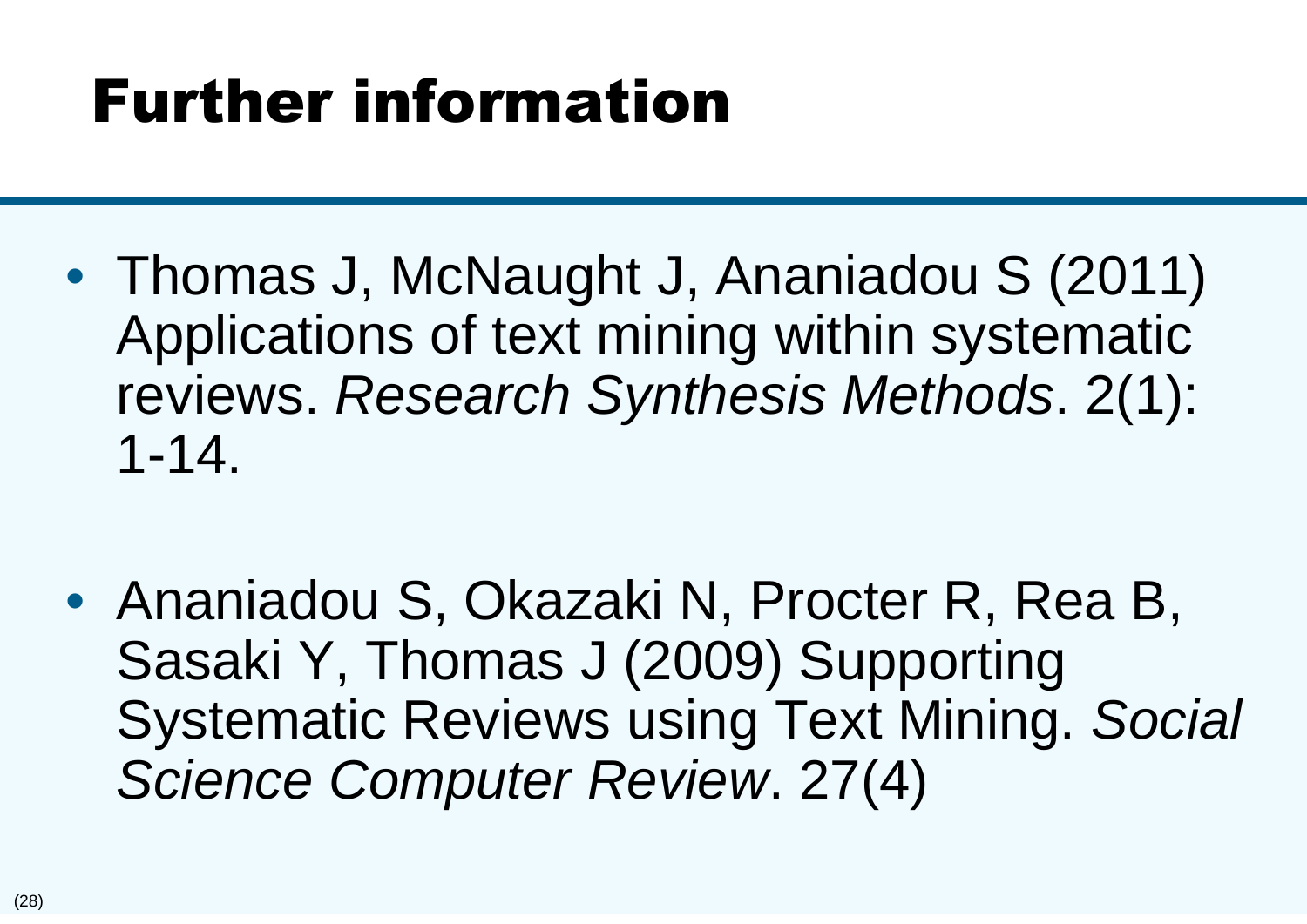# Further information

- Thomas J, McNaught J, Ananiadou S (2011) Applications of text mining within systematic reviews. *Research Synthesis Methods*. 2(1): 1-14.

- Ananiadou S, Okazaki N, Procter R, Rea B, Sasaki Y, Thomas J (2009) Supporting Systematic Reviews using Text Mining. *Social Science Computer Review*. 27(4)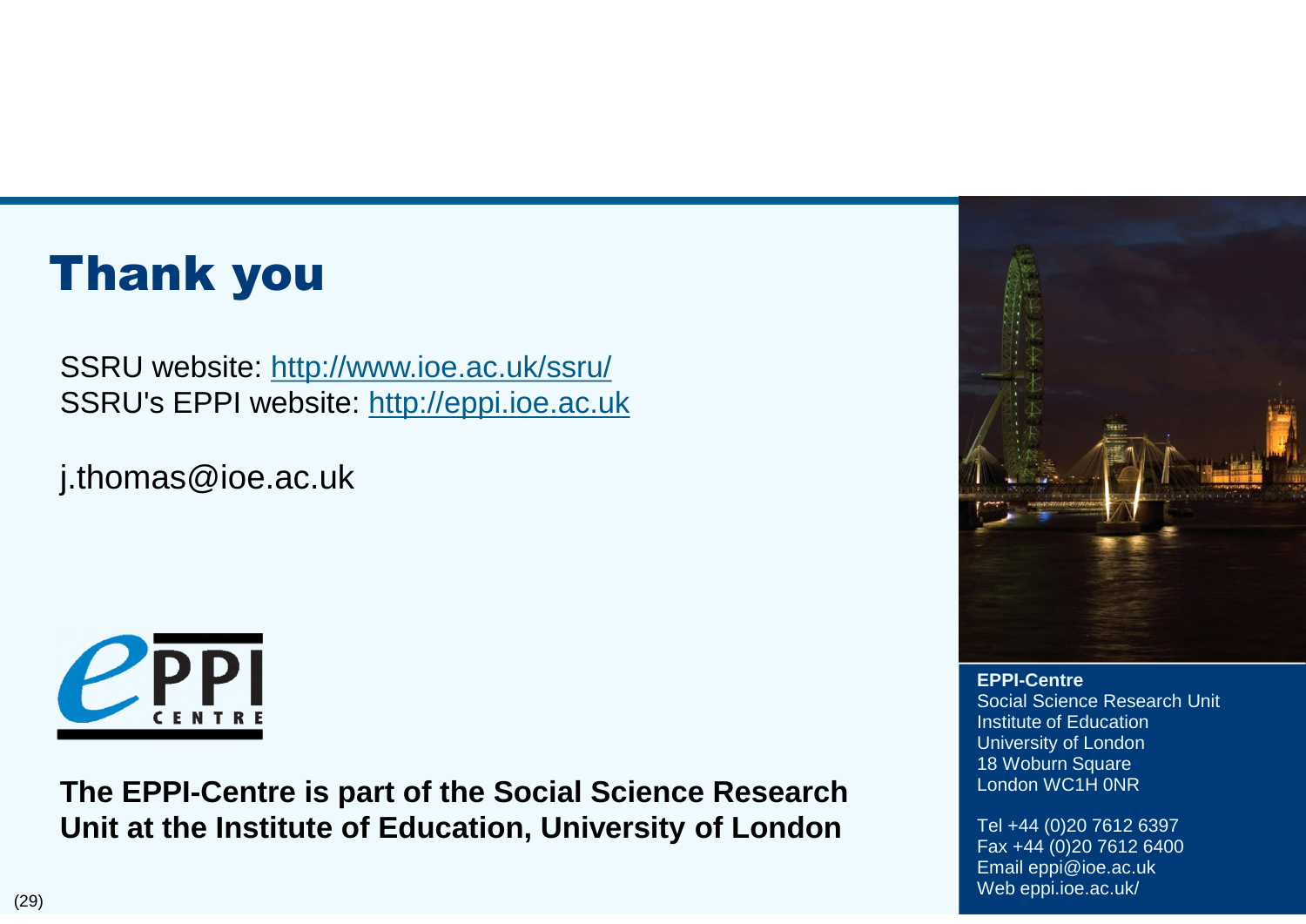# Thank you

SSRU website: http://www.ioe.ac.uk/ssru/
SSRU's EPPI website: http://eppi.ioe.ac.uk

j.thomas@ioe.ac.uk

**The EPPI-Centre is part of the Social Science Research Unit at the Institute of Education, University of London**

**EPPI-Centre**
Social Science Research Unit
Institute of Education
University of London
18 Woburn Square
London WC1H 0NR

Tel +44 (0)20 7612 6397
Fax +44 (0)20 7612 6400
Email eppi@ioe.ac.uk
Web eppi.ioe.ac.uk/